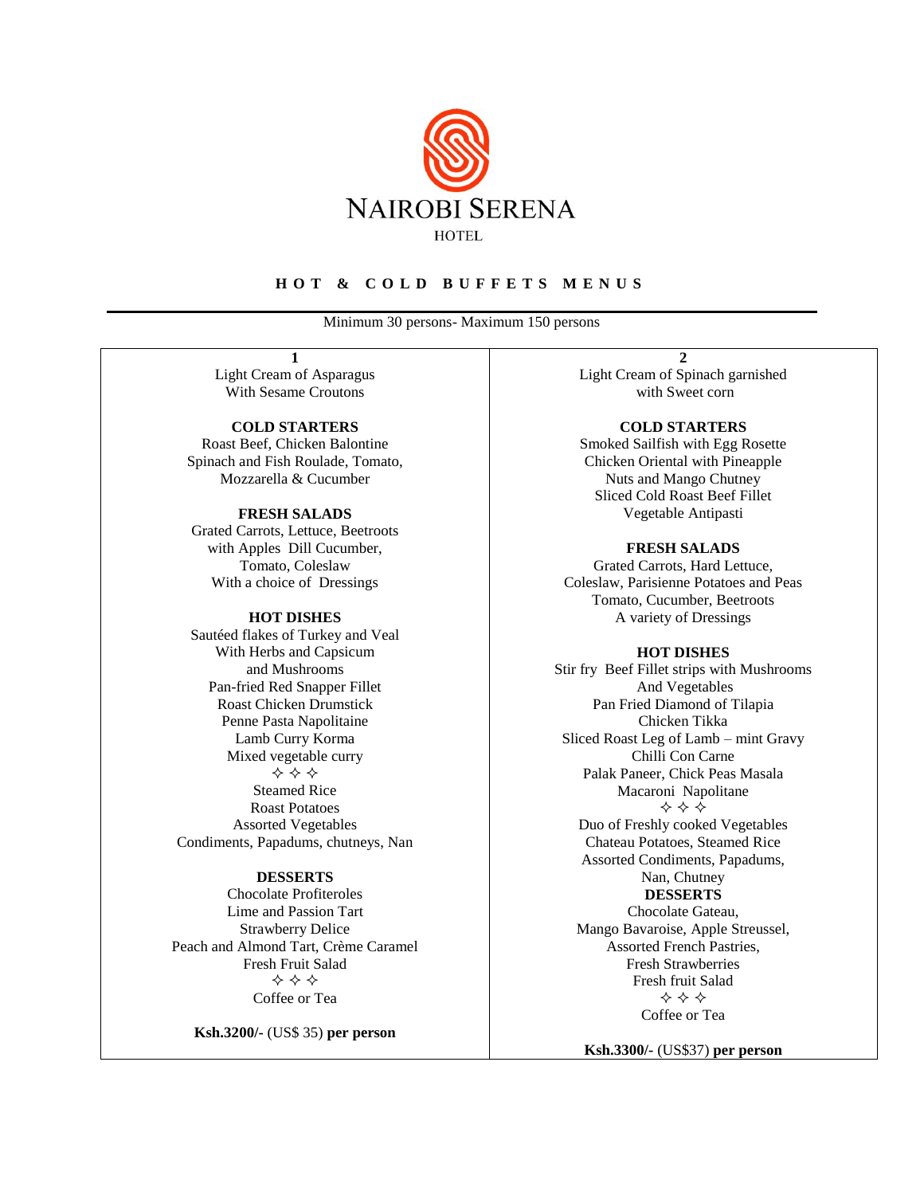# NAIROBI SERENA

HOTEL

## H O T & C O L D B U F F E T S M E N U S

Minimum 30 persons- Maximum 150 persons

### 1

Light Cream of Asparagus
With Sesame Croutons

**COLD STARTERS**

Roast Beef, Chicken Balontine
Spinach and Fish Roulade, Tomato,
Mozzarella & Cucumber

**FRESH SALADS**

Grated Carrots, Lettuce, Beetroots
with Apples Dill Cucumber,
Tomato, Coleslaw
With a choice of Dressings

**HOT DISHES**

Sautéed flakes of Turkey and Veal
With Herbs and Capsicum
and Mushrooms
Pan-fried Red Snapper Fillet
Roast Chicken Drumstick
Penne Pasta Napolitaine
Lamb Curry Korma
Mixed vegetable curry

✧ ✧ ✧

Steamed Rice
Roast Potatoes
Assorted Vegetables
Condiments, Papadums, chutneys, Nan

**DESSERTS**

Chocolate Profiteroles
Lime and Passion Tart
Strawberry Delice
Peach and Almond Tart, Crème Caramel
Fresh Fruit Salad

✧ ✧ ✧

Coffee or Tea

**Ksh.3200/-** (US$ 35) **per person**

### 2

Light Cream of Spinach garnished
with Sweet corn

**COLD STARTERS**

Smoked Sailfish with Egg Rosette
Chicken Oriental with Pineapple
Nuts and Mango Chutney
Sliced Cold Roast Beef Fillet
Vegetable Antipasti

**FRESH SALADS**

Grated Carrots, Hard Lettuce,
Coleslaw, Parisienne Potatoes and Peas
Tomato, Cucumber, Beetroots
A variety of Dressings

**HOT DISHES**

Stir fry Beef Fillet strips with Mushrooms
And Vegetables
Pan Fried Diamond of Tilapia
Chicken Tikka
Sliced Roast Leg of Lamb – mint Gravy
Chilli Con Carne
Palak Paneer, Chick Peas Masala
Macaroni Napolitane

✧ ✧ ✧

Duo of Freshly cooked Vegetables
Chateau Potatoes, Steamed Rice
Assorted Condiments, Papadums,
Nan, Chutney

**DESSERTS**

Chocolate Gateau,
Mango Bavaroise, Apple Streussel,
Assorted French Pastries,
Fresh Strawberries
Fresh fruit Salad

✧ ✧ ✧

Coffee or Tea

**Ksh.3300/-** (US$37) **per person**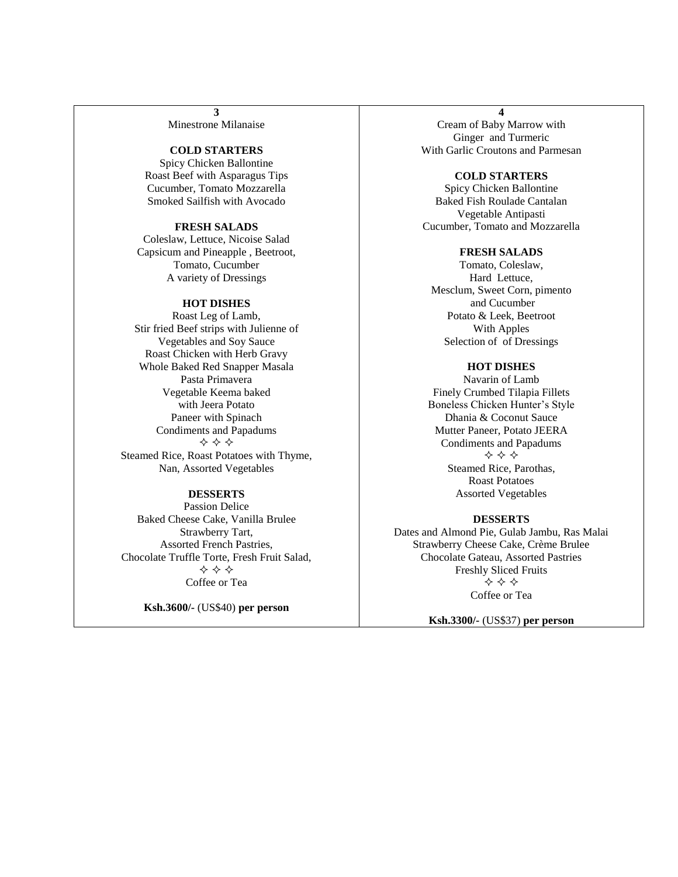## 3

Minestrone Milanaise

**COLD STARTERS**

Spicy Chicken Ballontine
Roast Beef with Asparagus Tips
Cucumber, Tomato Mozzarella
Smoked Sailfish with Avocado

**FRESH SALADS**

Coleslaw, Lettuce, Nicoise Salad
Capsicum and Pineapple , Beetroot,
Tomato, Cucumber
A variety of Dressings

**HOT DISHES**

Roast Leg of Lamb,
Stir fried Beef strips with Julienne of Vegetables and Soy Sauce
Roast Chicken with Herb Gravy
Whole Baked Red Snapper Masala
Pasta Primavera
Vegetable Keema baked with Jeera Potato
Paneer with Spinach
Condiments and Papadums

✧ ✧ ✧

Steamed Rice, Roast Potatoes with Thyme,
Nan, Assorted Vegetables

**DESSERTS**

Passion Delice
Baked Cheese Cake, Vanilla Brulee
Strawberry Tart,
Assorted French Pastries,
Chocolate Truffle Torte, Fresh Fruit Salad,

✧ ✧ ✧

Coffee or Tea

**Ksh.3600/-** (US$40) **per person**

## 4

Cream of Baby Marrow with Ginger and Turmeric
With Garlic Croutons and Parmesan

**COLD STARTERS**

Spicy Chicken Ballontine
Baked Fish Roulade Cantalan
Vegetable Antipasti
Cucumber, Tomato and Mozzarella

**FRESH SALADS**

Tomato, Coleslaw,
Hard Lettuce,
Mesclum, Sweet Corn, pimento and Cucumber
Potato & Leek, Beetroot With Apples
Selection of of Dressings

**HOT DISHES**

Navarin of Lamb
Finely Crumbed Tilapia Fillets
Boneless Chicken Hunter's Style
Dhania & Coconut Sauce
Mutter Paneer, Potato JEERA
Condiments and Papadums

✧ ✧ ✧

Steamed Rice, Parothas,
Roast Potatoes
Assorted Vegetables

**DESSERTS**

Dates and Almond Pie, Gulab Jambu, Ras Malai
Strawberry Cheese Cake, Crème Brulee
Chocolate Gateau, Assorted Pastries
Freshly Sliced Fruits

✧ ✧ ✧

Coffee or Tea

**Ksh.3300/-** (US$37) **per person**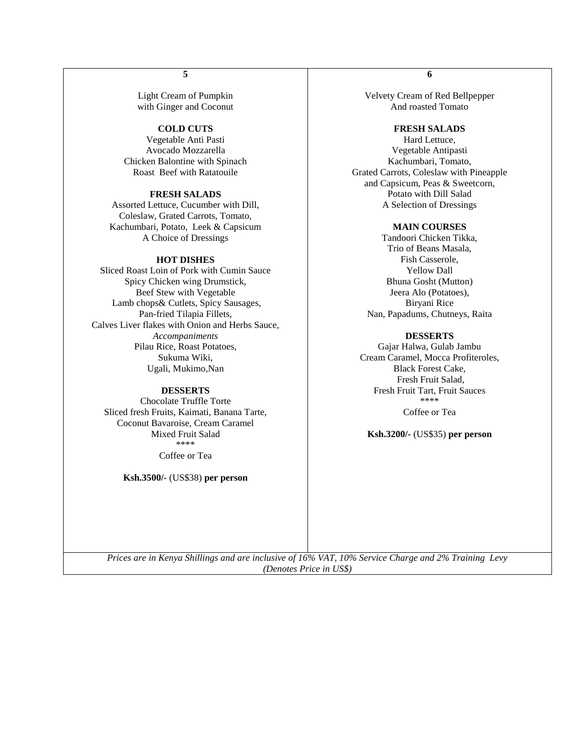## 5

Light Cream of Pumpkin
with Ginger and Coconut

**COLD CUTS**

Vegetable Anti Pasti
Avocado Mozzarella
Chicken Balontine with Spinach
Roast Beef with Ratatouile

**FRESH SALADS**

Assorted Lettuce, Cucumber with Dill,
Coleslaw, Grated Carrots, Tomato,
Kachumbari, Potato, Leek & Capsicum
A Choice of Dressings

**HOT DISHES**

Sliced Roast Loin of Pork with Cumin Sauce
Spicy Chicken wing Drumstick,
Beef Stew with Vegetable
Lamb chops& Cutlets, Spicy Sausages,
Pan-fried Tilapia Fillets,
Calves Liver flakes with Onion and Herbs Sauce,
*Accompaniments*
Pilau Rice, Roast Potatoes,
Sukuma Wiki,
Ugali, Mukimo,Nan

**DESSERTS**

Chocolate Truffle Torte
Sliced fresh Fruits, Kaimati, Banana Tarte,
Coconut Bavaroise, Cream Caramel
Mixed Fruit Salad
****
Coffee or Tea

**Ksh.3500/-** (US$38) **per person**

## 6

Velvety Cream of Red Bellpepper
And roasted Tomato

**FRESH SALADS**

Hard Lettuce,
Vegetable Antipasti
Kachumbari, Tomato,
Grated Carrots, Coleslaw with Pineapple
and Capsicum, Peas & Sweetcorn,
Potato with Dill Salad
A Selection of Dressings

**MAIN COURSES**

Tandoori Chicken Tikka,
Trio of Beans Masala,
Fish Casserole,
Yellow Dall
Bhuna Gosht (Mutton)
Jeera Alo (Potatoes),
Biryani Rice
Nan, Papadums, Chutneys, Raita

**DESSERTS**

Gajar Halwa, Gulab Jambu
Cream Caramel, Mocca Profiteroles,
Black Forest Cake,
Fresh Fruit Salad,
Fresh Fruit Tart, Fruit Sauces
****
Coffee or Tea

**Ksh.3200/-** (US$35) **per person**

*Prices are in Kenya Shillings and are inclusive of 16% VAT, 10% Service Charge and 2% Training Levy*
*(Denotes Price in US$)*